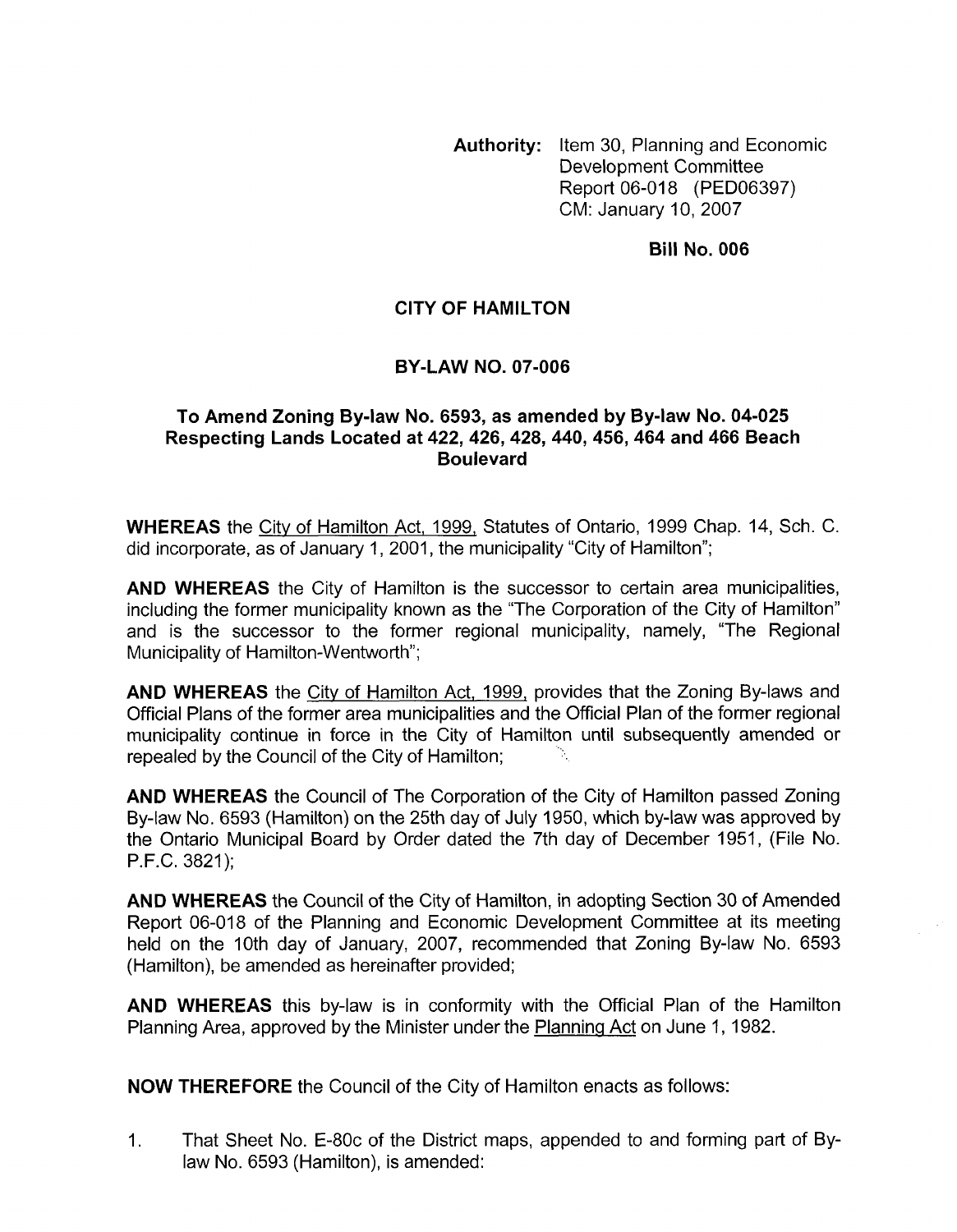**Authority:** Item 30, Planning and Economic Development Committee Report 06-018 (PED06397) CM: January 10, 2007

**Bill No. 006**

**CITY OF HAMILTON**

**BY-LAW NO. 07-006**

**To Amend Zoning By-law No. 6593, as amended by By-law No. 04-025 Respecting Lands Located at 422, 426, 428, 440, 456, 464 and 466 Beach Boulevard**

**WHEREAS** the City of Hamilton Act, 1999, Statutes of Ontario, 1999 Chap. 14, Sch. C. did incorporate, as of January 1, 2001, the municipality "City of Hamilton";

**AND WHEREAS** the City of Hamilton is the successor to certain area municipalities, including the former municipality known as the "The Corporation of the City of Hamilton" and is the successor to the former regional municipality, namely, "The Regional Municipality of Hamilton-Wentworth";

**AND WHEREAS** the City of Hamilton Act, 1999, provides that the Zoning By-laws and Official Plans of the former area municipalities and the Official Plan of the former regional municipality continue in force in the City of Hamilton until subsequently amended or repealed by the Council of the City of Hamilton;

**AND WHEREAS** the Council of The Corporation of the City of Hamilton passed Zoning By-law No. 6593 (Hamilton) on the 25th day of July 1950, which by-law was approved by the Ontario Municipal Board by Order dated the 7th day of December 1951, (File No. P.F.C. 3821);

**AND WHEREAS** the Council of the City of Hamilton, in adopting Section 30 of Amended Report 06-018 of the Planning and Economic Development Committee at its meeting held on the 10th day of January, 2007, recommended that Zoning By-law No. 6593 (Hamilton), be amended as hereinafter provided;

**AND WHEREAS** this by-law is in conformity with the Official Plan of the Hamilton Planning Area, approved by the Minister under the Planning Act on June 1, 1982.

**NOW THEREFORE** the Council of the City of Hamilton enacts as follows:

1. That Sheet No. E-80c of the District maps, appended to and forming part of By-law No. 6593 (Hamilton), is amended: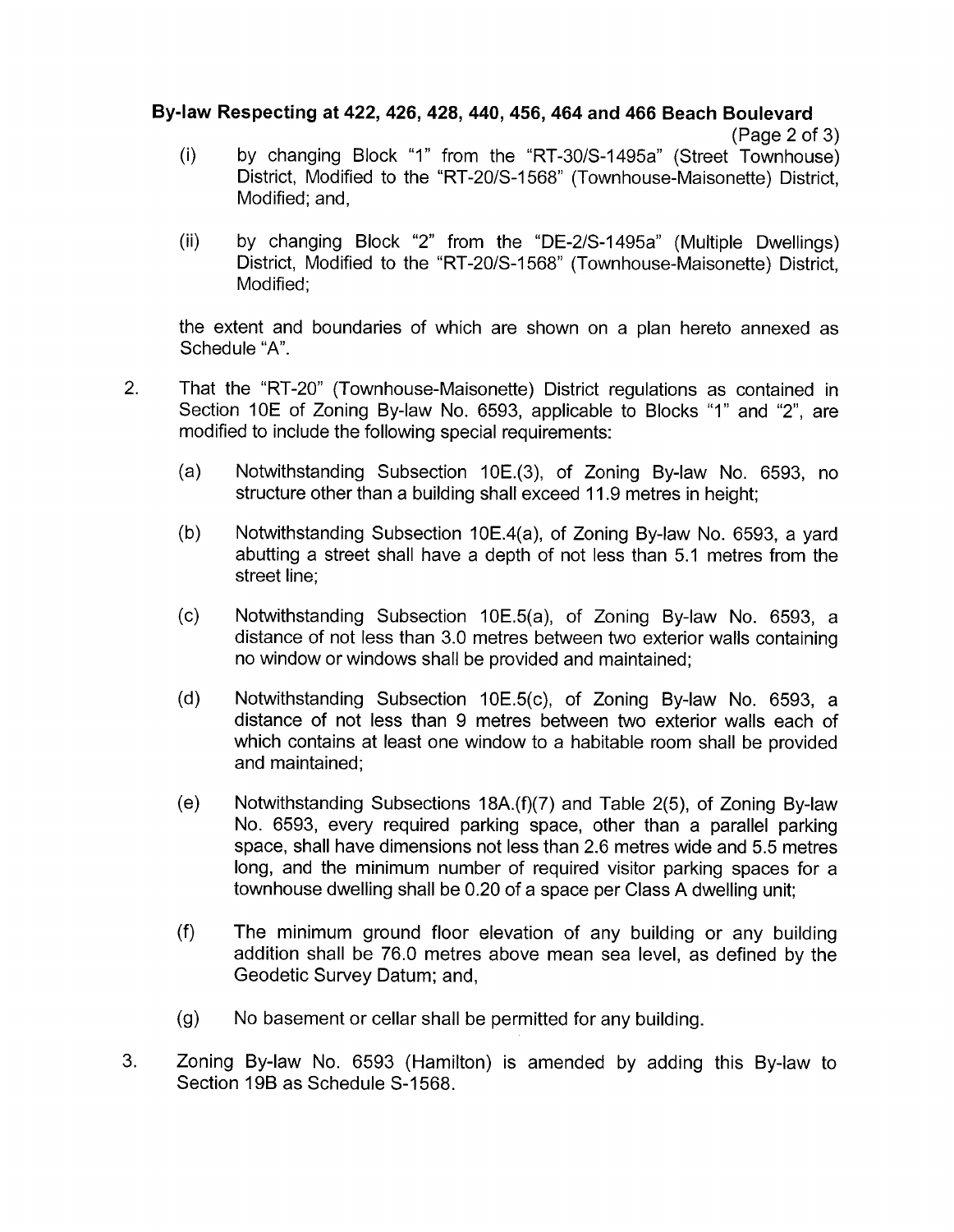**By-law Respecting at 422, 426, 428, 440, 456, 464 and 466 Beach Boulevard**

(i) by changing Block "1" from the "RT-30/S-1495a" (Street Townhouse) District, Modified to the "RT-20/S-1568" (Townhouse-Maisonette) District, Modified; and,

(ii) by changing Block "2" from the "DE-2/S-1495a" (Multiple Dwellings) District, Modified to the "RT-20/S-1568" (Townhouse-Maisonette) District, Modified;

the extent and boundaries of which are shown on a plan hereto annexed as Schedule "A".

2. That the "RT-20" (Townhouse-Maisonette) District regulations as contained in Section 10E of Zoning By-law No. 6593, applicable to Blocks "1" and "2", are modified to include the following special requirements:

   (a) Notwithstanding Subsection 10E.(3), of Zoning By-law No. 6593, no structure other than a building shall exceed 11.9 metres in height;

   (b) Notwithstanding Subsection 10E.4(a), of Zoning By-law No. 6593, a yard abutting a street shall have a depth of not less than 5.1 metres from the street line;

   (c) Notwithstanding Subsection 10E.5(a), of Zoning By-law No. 6593, a distance of not less than 3.0 metres between two exterior walls containing no window or windows shall be provided and maintained;

   (d) Notwithstanding Subsection 10E.5(c), of Zoning By-law No. 6593, a distance of not less than 9 metres between two exterior walls each of which contains at least one window to a habitable room shall be provided and maintained;

   (e) Notwithstanding Subsections 18A.(f)(7) and Table 2(5), of Zoning By-law No. 6593, every required parking space, other than a parallel parking space, shall have dimensions not less than 2.6 metres wide and 5.5 metres long, and the minimum number of required visitor parking spaces for a townhouse dwelling shall be 0.20 of a space per Class A dwelling unit;

   (f) The minimum ground floor elevation of any building or any building addition shall be 76.0 metres above mean sea level, as defined by the Geodetic Survey Datum; and,

   (g) No basement or cellar shall be permitted for any building.

3. Zoning By-law No. 6593 (Hamilton) is amended by adding this By-law to Section 19B as Schedule S-1568.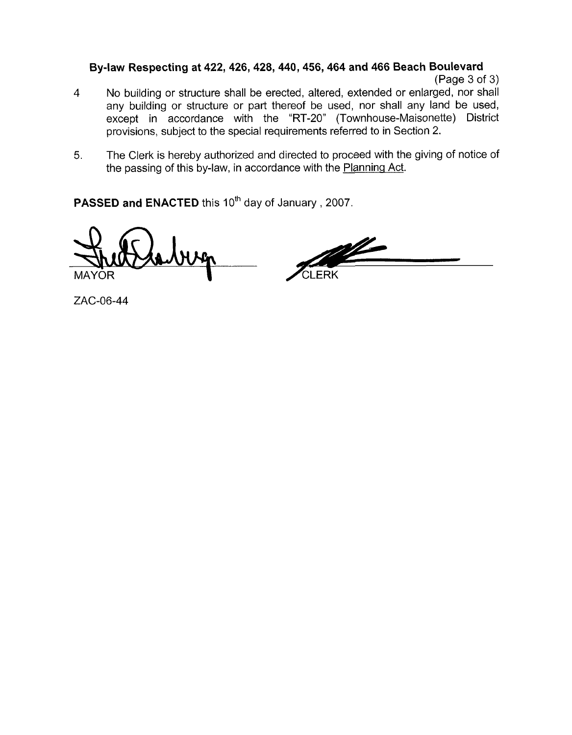**By-law Respecting at 422, 426, 428, 440, 456, 464 and 466 Beach Boulevard**

4 No building or structure shall be erected, altered, extended or enlarged, nor shall any building or structure or part thereof be used, nor shall any land be used, except in accordance with the "RT-20" (Townhouse-Maisonette) District provisions, subject to the special requirements referred to in Section 2.

5. The Clerk is hereby authorized and directed to proceed with the giving of notice of the passing of this by-law, in accordance with the Planning Act.

**PASSED and ENACTED** this 10th day of January , 2007.

MAYOR

CLERK

ZAC-06-44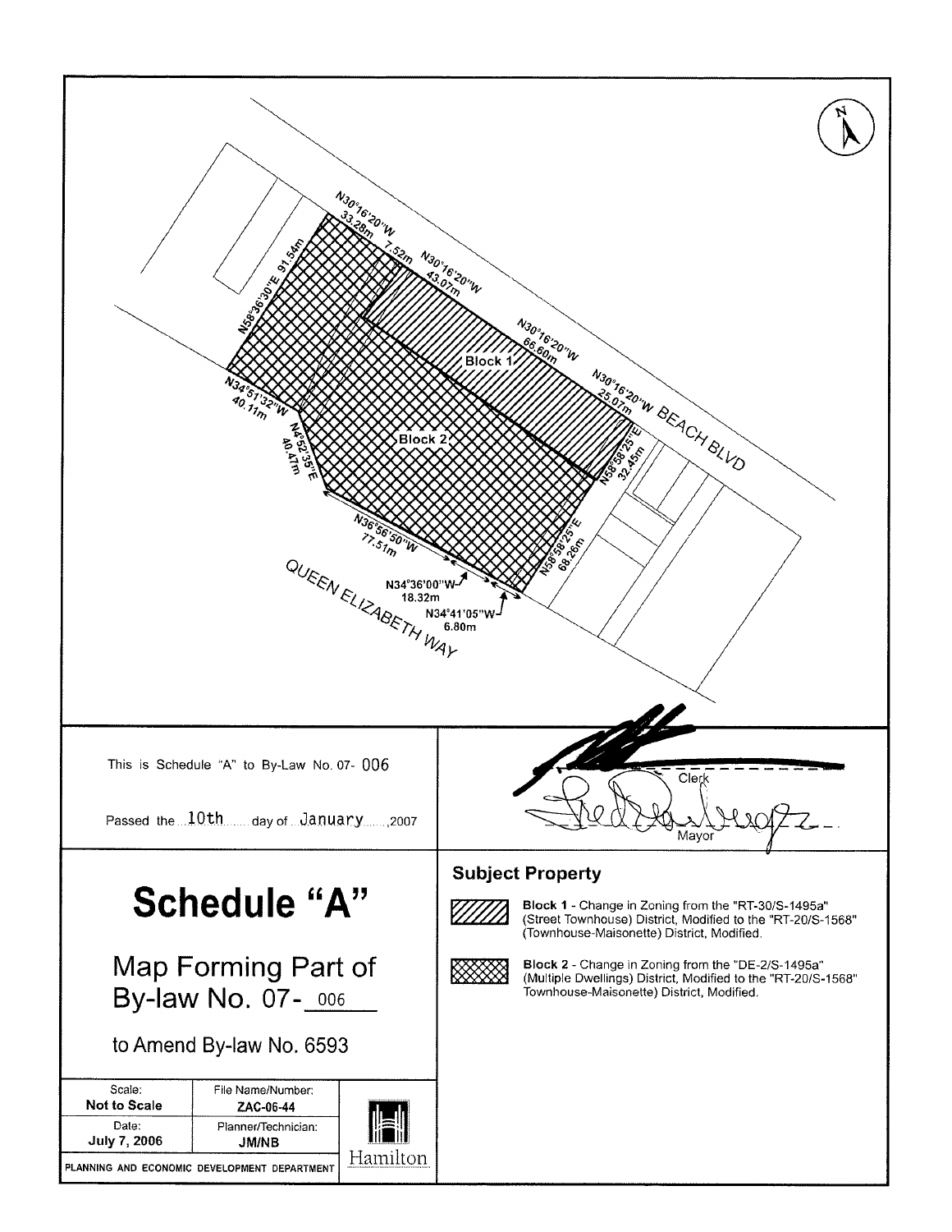N30°16'20"W
33.28m

7.52m

N30°16'20"W
43.07m

N30°16'20"W
66.60m

N30°16'20"W
25.07m

BEACH BLVD

N58°36'30"E 91.54m

Block 1

N34°51'32"W
40.11m

N4°52'35"E
40.47m

Block 2

N58°58'25"E
32.45m

N36°56'50"W
77.51m

N58°58'25"E
68.26m

N34°36'00"W
18.32m

N34°41'05"W
6.80m

QUEEN ELIZABETH WAY

N

This is Schedule "A" to By-Law No. 07- 006

Passed the 10th day of January ,2007

Clerk

Mayor

# Schedule "A"

## Map Forming Part of By-law No. 07- 006

to Amend By-law No. 6593

### Subject Property

Block 1 - Change in Zoning from the "RT-30/S-1495a" (Street Townhouse) District, Modified to the "RT-20/S-1568" (Townhouse-Maisonette) District, Modified.

Block 2 - Change in Zoning from the "DE-2/S-1495a" (Multiple Dwellings) District, Modified to the "RT-20/S-1568" Townhouse-Maisonette) District, Modified.

| | |
|---|---|
| Scale: **Not to Scale** | File Name/Number: **ZAC-06-44** |
| Date: **July 7, 2006** | Planner/Technician: **JM/NB** |

PLANNING AND ECONOMIC DEVELOPMENT DEPARTMENT

Hamilton